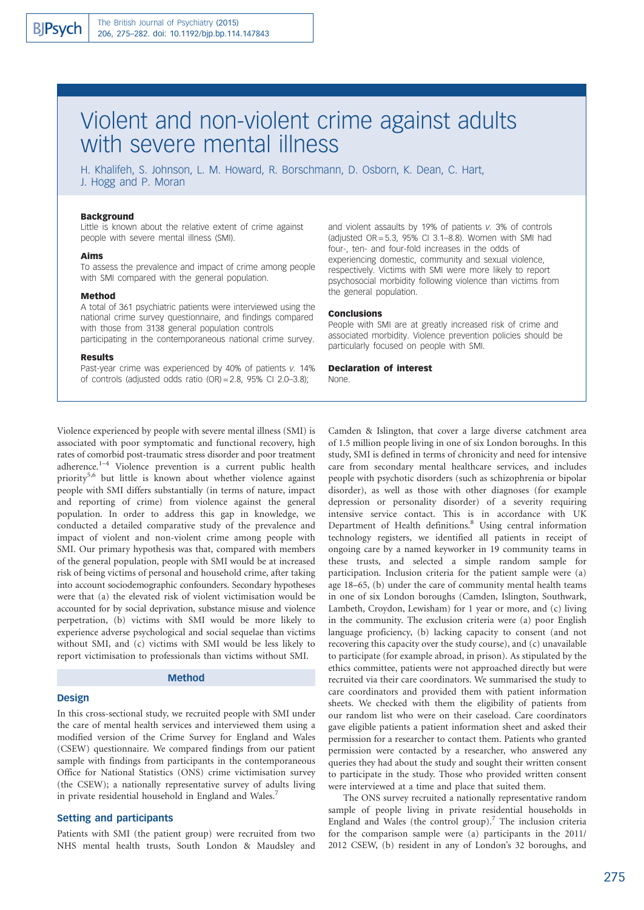# Violent and non-violent crime against adults with severe mental illness

H. Khalifeh, S. Johnson, L. M. Howard, R. Borschmann, D. Osborn, K. Dean, C. Hart, J. Hogg and P. Moran

### Background

Little is known about the relative extent of crime against people with severe mental illness (SMI).

### Aims

To assess the prevalence and impact of crime among people with SMI compared with the general population.

### Method

A total of 361 psychiatric patients were interviewed using the national crime survey questionnaire, and findings compared with those from 3138 general population controls participating in the contemporaneous national crime survey.

### Results

Past-year crime was experienced by 40% of patients *v.* 14% of controls (adjusted odds ratio (OR) = 2.8, 95% CI 2.0–3.8); and violent assaults by 19% of patients *v.* 3% of controls (adjusted OR = 5.3, 95% CI 3.1–8.8). Women with SMI had four-, ten- and four-fold increases in the odds of experiencing domestic, community and sexual violence, respectively. Victims with SMI were more likely to report psychosocial morbidity following violence than victims from the general population.

### Conclusions

People with SMI are at greatly increased risk of crime and associated morbidity. Violence prevention policies should be particularly focused on people with SMI.

### Declaration of interest

None.

Violence experienced by people with severe mental illness (SMI) is associated with poor symptomatic and functional recovery, high rates of comorbid post-traumatic stress disorder and poor treatment adherence.[1–4] Violence prevention is a current public health priority[5,6] but little is known about whether violence against people with SMI differs substantially (in terms of nature, impact and reporting of crime) from violence against the general population. In order to address this gap in knowledge, we conducted a detailed comparative study of the prevalence and impact of violent and non-violent crime among people with SMI. Our primary hypothesis was that, compared with members of the general population, people with SMI would be at increased risk of being victims of personal and household crime, after taking into account sociodemographic confounders. Secondary hypotheses were that (a) the elevated risk of violent victimisation would be accounted for by social deprivation, substance misuse and violence perpetration, (b) victims with SMI would be more likely to experience adverse psychological and social sequelae than victims without SMI, and (c) victims with SMI would be less likely to report victimisation to professionals than victims without SMI.

## Method

### Design

In this cross-sectional study, we recruited people with SMI under the care of mental health services and interviewed them using a modified version of the Crime Survey for England and Wales (CSEW) questionnaire. We compared findings from our patient sample with findings from participants in the contemporaneous Office for National Statistics (ONS) crime victimisation survey (the CSEW); a nationally representative survey of adults living in private residential household in England and Wales.[7]

### Setting and participants

Patients with SMI (the patient group) were recruited from two NHS mental health trusts, South London & Maudsley and Camden & Islington, that cover a large diverse catchment area of 1.5 million people living in one of six London boroughs. In this study, SMI is defined in terms of chronicity and need for intensive care from secondary mental healthcare services, and includes people with psychotic disorders (such as schizophrenia or bipolar disorder), as well as those with other diagnoses (for example depression or personality disorder) of a severity requiring intensive service contact. This is in accordance with UK Department of Health definitions.[8] Using central information technology registers, we identified all patients in receipt of ongoing care by a named keyworker in 19 community teams in these trusts, and selected a simple random sample for participation. Inclusion criteria for the patient sample were (a) age 18–65, (b) under the care of community mental health teams in one of six London boroughs (Camden, Islington, Southwark, Lambeth, Croydon, Lewisham) for 1 year or more, and (c) living in the community. The exclusion criteria were (a) poor English language proficiency, (b) lacking capacity to consent (and not recovering this capacity over the study course), and (c) unavailable to participate (for example abroad, in prison). As stipulated by the ethics committee, patients were not approached directly but were recruited via their care coordinators. We summarised the study to care coordinators and provided them with patient information sheets. We checked with them the eligibility of patients from our random list who were on their caseload. Care coordinators gave eligible patients a patient information sheet and asked their permission for a researcher to contact them. Patients who granted permission were contacted by a researcher, who answered any queries they had about the study and sought their written consent to participate in the study. Those who provided written consent were interviewed at a time and place that suited them.

The ONS survey recruited a nationally representative random sample of people living in private residential households in England and Wales (the control group).[7] The inclusion criteria for the comparison sample were (a) participants in the 2011/2012 CSEW, (b) resident in any of London's 32 boroughs, and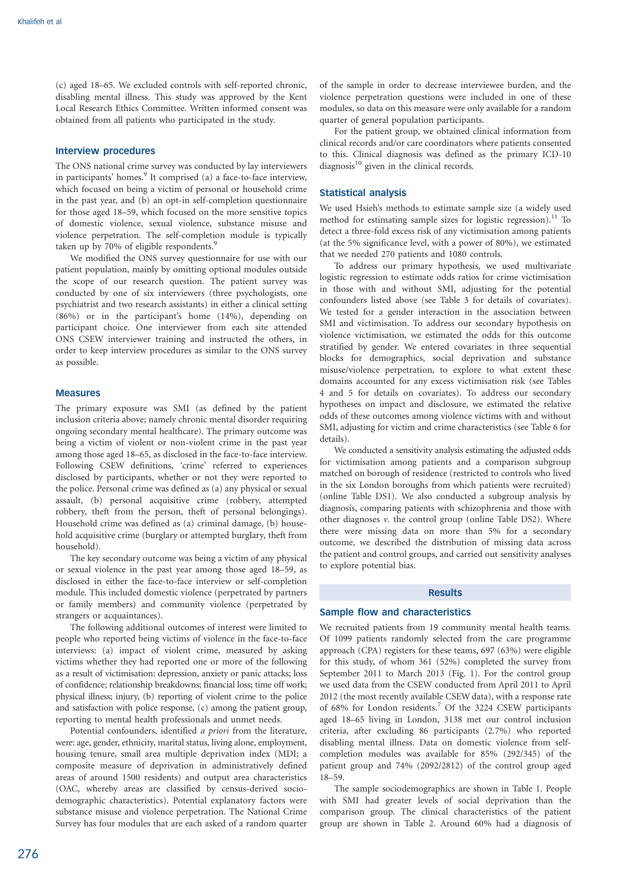(c) aged 18–65. We excluded controls with self-reported chronic, disabling mental illness. This study was approved by the Kent Local Research Ethics Committee. Written informed consent was obtained from all patients who participated in the study.

## Interview procedures

The ONS national crime survey was conducted by lay interviewers in participants' homes.[9] It comprised (a) a face-to-face interview, which focused on being a victim of personal or household crime in the past year, and (b) an opt-in self-completion questionnaire for those aged 18–59, which focused on the more sensitive topics of domestic violence, sexual violence, substance misuse and violence perpetration. The self-completion module is typically taken up by 70% of eligible respondents.[9]

We modified the ONS survey questionnaire for use with our patient population, mainly by omitting optional modules outside the scope of our research question. The patient survey was conducted by one of six interviewers (three psychologists, one psychiatrist and two research assistants) in either a clinical setting (86%) or in the participant's home (14%), depending on participant choice. One interviewer from each site attended ONS CSEW interviewer training and instructed the others, in order to keep interview procedures as similar to the ONS survey as possible.

## Measures

The primary exposure was SMI (as defined by the patient inclusion criteria above; namely chronic mental disorder requiring ongoing secondary mental healthcare). The primary outcome was being a victim of violent or non-violent crime in the past year among those aged 18–65, as disclosed in the face-to-face interview. Following CSEW definitions, 'crime' referred to experiences disclosed by participants, whether or not they were reported to the police. Personal crime was defined as (a) any physical or sexual assault, (b) personal acquisitive crime (robbery, attempted robbery, theft from the person, theft of personal belongings). Household crime was defined as (a) criminal damage, (b) household acquisitive crime (burglary or attempted burglary, theft from household).

The key secondary outcome was being a victim of any physical or sexual violence in the past year among those aged 18–59, as disclosed in either the face-to-face interview or self-completion module. This included domestic violence (perpetrated by partners or family members) and community violence (perpetrated by strangers or acquaintances).

The following additional outcomes of interest were limited to people who reported being victims of violence in the face-to-face interviews: (a) impact of violent crime, measured by asking victims whether they had reported one or more of the following as a result of victimisation: depression, anxiety or panic attacks; loss of confidence; relationship breakdowns; financial loss; time off work; physical illness; injury, (b) reporting of violent crime to the police and satisfaction with police response, (c) among the patient group, reporting to mental health professionals and unmet needs.

Potential confounders, identified *a priori* from the literature, were: age, gender, ethnicity, marital status, living alone, employment, housing tenure, small area multiple deprivation index (MDI; a composite measure of deprivation in administratively defined areas of around 1500 residents) and output area characteristics (OAC, whereby areas are classified by census-derived sociodemographic characteristics). Potential explanatory factors were substance misuse and violence perpetration. The National Crime Survey has four modules that are each asked of a random quarter of the sample in order to decrease interviewee burden, and the violence perpetration questions were included in one of these modules, so data on this measure were only available for a random quarter of general population participants.

For the patient group, we obtained clinical information from clinical records and/or care coordinators where patients consented to this. Clinical diagnosis was defined as the primary ICD-10 diagnosis[10] given in the clinical records.

## Statistical analysis

We used Hsieh's methods to estimate sample size (a widely used method for estimating sample sizes for logistic regression).[11] To detect a three-fold excess risk of any victimisation among patients (at the 5% significance level, with a power of 80%), we estimated that we needed 270 patients and 1080 controls.

To address our primary hypothesis, we used multivariate logistic regression to estimate odds ratios for crime victimisation in those with and without SMI, adjusting for the potential confounders listed above (see Table 3 for details of covariates). We tested for a gender interaction in the association between SMI and victimisation. To address our secondary hypothesis on violence victimisation, we estimated the odds for this outcome stratified by gender. We entered covariates in three sequential blocks for demographics, social deprivation and substance misuse/violence perpetration, to explore to what extent these domains accounted for any excess victimisation risk (see Tables 4 and 5 for details on covariates). To address our secondary hypotheses on impact and disclosure, we estimated the relative odds of these outcomes among violence victims with and without SMI, adjusting for victim and crime characteristics (see Table 6 for details).

We conducted a sensitivity analysis estimating the adjusted odds for victimisation among patients and a comparison subgroup matched on borough of residence (restricted to controls who lived in the six London boroughs from which patients were recruited) (online Table DS1). We also conducted a subgroup analysis by diagnosis, comparing patients with schizophrenia and those with other diagnoses *v.* the control group (online Table DS2). Where there were missing data on more than 5% for a secondary outcome, we described the distribution of missing data across the patient and control groups, and carried out sensitivity analyses to explore potential bias.

# Results

## Sample flow and characteristics

We recruited patients from 19 community mental health teams. Of 1099 patients randomly selected from the care programme approach (CPA) registers for these teams, 697 (63%) were eligible for this study, of whom 361 (52%) completed the survey from September 2011 to March 2013 (Fig. 1). For the control group we used data from the CSEW conducted from April 2011 to April 2012 (the most recently available CSEW data), with a response rate of 68% for London residents.[7] Of the 3224 CSEW participants aged 18–65 living in London, 3138 met our control inclusion criteria, after excluding 86 participants (2.7%) who reported disabling mental illness. Data on domestic violence from self-completion modules was available for 85% (292/345) of the patient group and 74% (2092/2812) of the control group aged 18–59.

The sample sociodemographics are shown in Table 1. People with SMI had greater levels of social deprivation than the comparison group. The clinical characteristics of the patient group are shown in Table 2. Around 60% had a diagnosis of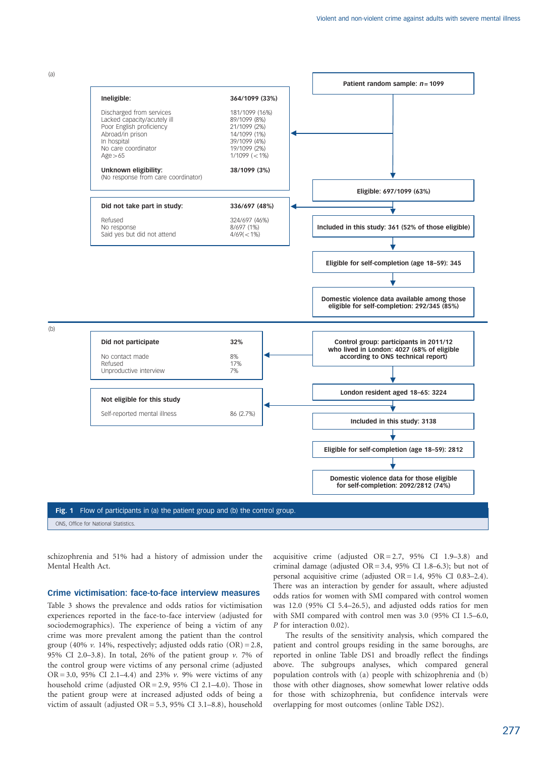(a)

**Patient random sample: $n = 1099$**

| **Ineligible:** | **364/1099 (33%)** |
|---|---|
| Discharged from services | 181/1099 (16%) |
| Lacked capacity/acutely ill | 89/1099 (8%) |
| Poor English proficiency | 21/1099 (2%) |
| Abroad/in prison | 14/1099 (1%) |
| In hospital | 39/1099 (4%) |
| No care coordinator | 19/1099 (2%) |
| Age > 65 | 1/1099 (<1%) |
| **Unknown eligibility:** (No response from care coordinator) | **38/1099 (3%)** |

**Eligible: 697/1099 (63%)**

| **Did not take part in study:** | **336/697 (48%)** |
|---|---|
| Refused | 324/697 (46%) |
| No response | 8/697 (1%) |
| Said yes but did not attend | 4/69(<1%) |

**Included in this study: 361 (52% of those eligible)**

**Eligible for self-completion (age 18–59): 345**

**Domestic violence data available among those eligible for self-completion: 292/345 (85%)**

(b)

**Control group: participants in 2011/12 who lived in London: 4027 (68% of eligible according to ONS technical report)**

| **Did not participate** | **32%** |
|---|---|
| No contact made | 8% |
| Refused | 17% |
| Unproductive interview | 7% |

**London resident aged 18–65: 3224**

| **Not eligible for this study** | |
|---|---|
| Self-reported mental illness | 86 (2.7%) |

**Included in this study: 3138**

**Eligible for self-completion (age 18–59): 2812**

**Domestic violence data for those eligible for self-completion: 2092/2812 (74%)**

**Fig. 1** Flow of participants in (a) the patient group and (b) the control group.

ONS, Office for National Statistics.

schizophrenia and 51% had a history of admission under the Mental Health Act.

### Crime victimisation: face-to-face interview measures

Table 3 shows the prevalence and odds ratios for victimisation experiences reported in the face-to-face interview (adjusted for sociodemographics). The experience of being a victim of any crime was more prevalent among the patient than the control group (40% *v.* 14%, respectively; adjusted odds ratio (OR) = 2.8, 95% CI 2.0–3.8). In total, 26% of the patient group *v.* 7% of the control group were victims of any personal crime (adjusted OR = 3.0, 95% CI 2.1–4.4) and 23% *v.* 9% were victims of any household crime (adjusted OR = 2.9, 95% CI 2.1–4.0). Those in the patient group were at increased adjusted odds of being a victim of assault (adjusted OR = 5.3, 95% CI 3.1–8.8), household acquisitive crime (adjusted OR = 2.7, 95% CI 1.9–3.8) and criminal damage (adjusted OR = 3.4, 95% CI 1.8–6.3); but not of personal acquisitive crime (adjusted OR = 1.4, 95% CI 0.83–2.4). There was an interaction by gender for assault, where adjusted odds ratios for women with SMI compared with control women was 12.0 (95% CI 5.4–26.5), and adjusted odds ratios for men with SMI compared with control men was 3.0 (95% CI 1.5–6.0, *P* for interaction 0.02).

The results of the sensitivity analysis, which compared the patient and control groups residing in the same boroughs, are reported in online Table DS1 and broadly reflect the findings above. The subgroups analyses, which compared general population controls with (a) people with schizophrenia and (b) those with other diagnoses, show somewhat lower relative odds for those with schizophrenia, but confidence intervals were overlapping for most outcomes (online Table DS2).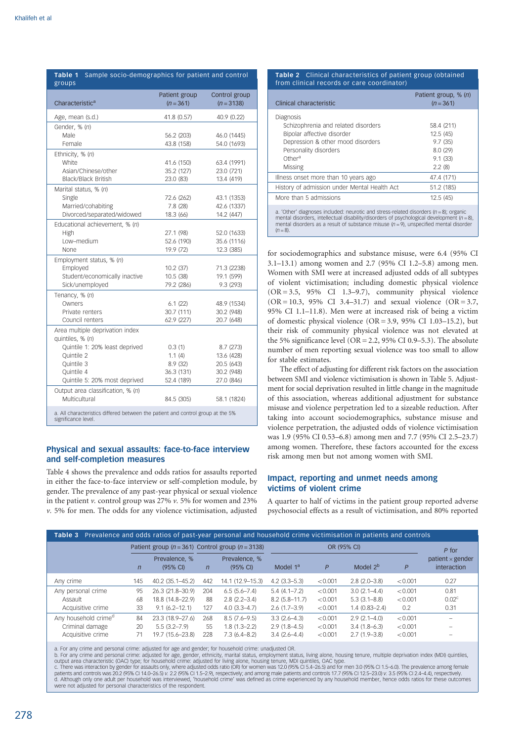**Table 1** Sample socio-demographics for patient and control groups

| Characteristic[a] | Patient group ($n = 361$) | Control group ($n = 3138$) |
|---|---|---|
| Age, mean (s.d.) | 41.8 (0.57) | 40.9 (0.22) |
| Gender, % ($n$) | | |
| Male | 56.2 (203) | 46.0 (1445) |
| Female | 43.8 (158) | 54.0 (1693) |
| Ethnicity, % ($n$) | | |
| White | 41.6 (150) | 63.4 (1991) |
| Asian/Chinese/other | 35.2 (127) | 23.0 (721) |
| Black/Black British | 23.0 (83) | 13.4 (419) |
| Marital status, % ($n$) | | |
| Single | 72.6 (262) | 43.1 (1353) |
| Married/cohabiting | 7.8 (28) | 42.6 (1337) |
| Divorced/separated/widowed | 18.3 (66) | 14.2 (447) |
| Educational achievement, % ($n$) | | |
| High | 27.1 (98) | 52.0 (1633) |
| Low–medium | 52.6 (190) | 35.6 (1116) |
| None | 19.9 (72) | 12.3 (385) |
| Employment status, % ($n$) | | |
| Employed | 10.2 (37) | 71.3 (2238) |
| Student/economically inactive | 10.5 (38) | 19.1 (599) |
| Sick/unemployed | 79.2 (286) | 9.3 (293) |
| Tenancy, % ($n$) | | |
| Owners | 6.1 (22) | 48.9 (1534) |
| Private renters | 30.7 (111) | 30.2 (948) |
| Council renters | 62.9 (227) | 20.7 (648) |
| Area multiple deprivation index quintiles, % ($n$) | | |
| Quintile 1: 20% least deprived | 0.3 (1) | 8.7 (273) |
| Quintile 2 | 1.1 (4) | 13.6 (428) |
| Quintile 3 | 8.9 (32) | 20.5 (643) |
| Quintile 4 | 36.3 (131) | 30.2 (948) |
| Quintile 5: 20% most deprived | 52.4 (189) | 27.0 (846) |
| Output area classification, % ($n$) | | |
| Multicultural | 84.5 (305) | 58.1 (1824) |

a. All characteristics differed between the patient and control group at the 5% significance level.

**Table 2** Clinical characteristics of patient group (obtained from clinical records or care coordinator)

| Clinical characteristic | Patient group, % ($n$) ($n = 361$) |
|---|---|
| Diagnosis | |
| Schizophrenia and related disorders | 58.4 (211) |
| Bipolar affective disorder | 12.5 (45) |
| Depression & other mood disorders | 9.7 (35) |
| Personality disorders | 8.0 (29) |
| Other[a] | 9.1 (33) |
| Missing | 2.2 (8) |
| Illness onset more than 10 years ago | 47.4 (171) |
| History of admission under Mental Health Act | 51.2 (185) |
| More than 5 admissions | 12.5 (45) |

a. 'Other' diagnoses included: neurotic and stress-related disorders ($n = 8$); organic mental disorders, intellectual disability/disorders of psychological development ($n = 8$), mental disorders as a result of substance misuse ($n = 9$), unspecified mental disorder ($n = 8$).

## Physical and sexual assaults: face-to-face interview and self-completion measures

Table 4 shows the prevalence and odds ratios for assaults reported in either the face-to-face interview or self-completion module, by gender. The prevalence of any past-year physical or sexual violence in the patient *v.* control group was 27% *v.* 5% for women and 23% *v.* 5% for men. The odds for any violence victimisation, adjusted for sociodemographics and substance misuse, were 6.4 (95% CI 3.1–13.1) among women and 2.7 (95% CI 1.2–5.8) among men. Women with SMI were at increased adjusted odds of all subtypes of violent victimisation; including domestic physical violence (OR = 3.5, 95% CI 1.3–9.7), community physical violence (OR = 10.3, 95% CI 3.4–31.7) and sexual violence (OR = 3.7, 95% CI 1.1–11.8). Men were at increased risk of being a victim of domestic physical violence (OR = 3.9, 95% CI 1.03–15.2), but their risk of community physical violence was not elevated at the 5% significance level (OR = 2.2, 95% CI 0.9–5.3). The absolute number of men reporting sexual violence was too small to allow for stable estimates.

The effect of adjusting for different risk factors on the association between SMI and violence victimisation is shown in Table 5. Adjustment for social deprivation resulted in little change in the magnitude of this association, whereas additional adjustment for substance misuse and violence perpetration led to a sizeable reduction. After taking into account sociodemographics, substance misuse and violence perpetration, the adjusted odds of violence victimisation was 1.9 (95% CI 0.53–6.8) among men and 7.7 (95% CI 2.5–23.7) among women. Therefore, these factors accounted for the excess risk among men but not among women with SMI.

## Impact, reporting and unmet needs among victims of violent crime

A quarter to half of victims in the patient group reported adverse psychosocial effects as a result of victimisation, and 80% reported

**Table 3** Prevalence and odds ratios of past-year personal and household crime victimisation in patients and controls

| | Patient group ($n = 361$) | | Control group ($n = 3138$) | | OR (95% CI) | | | | $P$ for patient × gender interaction |
|---|---|---|---|---|---|---|---|---|---|
| | $n$ | Prevalence, % (95% CI) | $n$ | Prevalence, % (95% CI) | Model 1[a] | $P$ | Model 2[b] | $P$ | |
| Any crime | 145 | 40.2 (35.1–45.2) | 442 | 14.1 (12.9–15.3) | 4.2 (3.3–5.3) | <0.001 | 2.8 (2.0–3.8) | <0.001 | 0.27 |
| Any personal crime | 95 | 26.3 (21.8–30.9) | 204 | 6.5 (5.6–7.4) | 5.4 (4.1–7.2) | <0.001 | 3.0 (2.1–4.4) | <0.001 | 0.81 |
| Assault | 68 | 18.8 (14.8–22.9) | 88 | 2.8 (2.2–3.4) | 8.2 (5.8–11.7) | <0.001 | 5.3 (3.1–8.8) | <0.001 | 0.02[c] |
| Acquisitive crime | 33 | 9.1 (6.2–12.1) | 127 | 4.0 (3.3–4.7) | 2.6 (1.7–3.9) | <0.001 | 1.4 (0.83–2.4) | 0.2 | 0.31 |
| Any household crime[d] | 84 | 23.3 (18.9–27.6) | 268 | 8.5 (7.6–9.5) | 3.3 (2.6–4.3) | <0.001 | 2.9 (2.1–4.0) | <0.001 | – |
| Criminal damage | 20 | 5.5 (3.2–7.9) | 55 | 1.8 (1.3–2.2) | 2.9 (1.8–4.5) | <0.001 | 3.4 (1.8–6.3) | <0.001 | – |
| Acquisitive crime | 71 | 19.7 (15.6–23.8) | 228 | 7.3 (6.4–8.2) | 3.4 (2.6–4.4) | <0.001 | 2.7 (1.9–3.8) | <0.001 | – |

a. For any crime and personal crime: adjusted for age and gender; for household crime: unadjusted OR.
b. For any crime and personal crime: adjusted for age, gender, ethnicity, marital status, employment status, living alone, housing tenure, multiple deprivation index (MDI) quintiles, output area characteristic (OAC) type; for household crime: adjusted for living alone, housing tenure, MDI quintiles, OAC type.
c. There was interaction by gender for assaults only, where adjusted odds ratio (OR) for women was 12.0 (95% CI 5.4–26.5) and for men 3.0 (95% CI 1.5–6.0). The prevalence among female patients and controls was 20.2 (95% CI 14.0–26.5) *v.* 2.2 (95% CI 1.5–2.9), respectively; and among male patients and controls 17.7 (95% CI 12.5–23.0) *v.* 3.5 (95% CI 2.4–4.4), respectively.
d. Although only one adult per household was interviewed, 'household crime' was defined as crime experienced by any household member, hence odds ratios for these outcomes were not adjusted for personal characteristics of the respondent.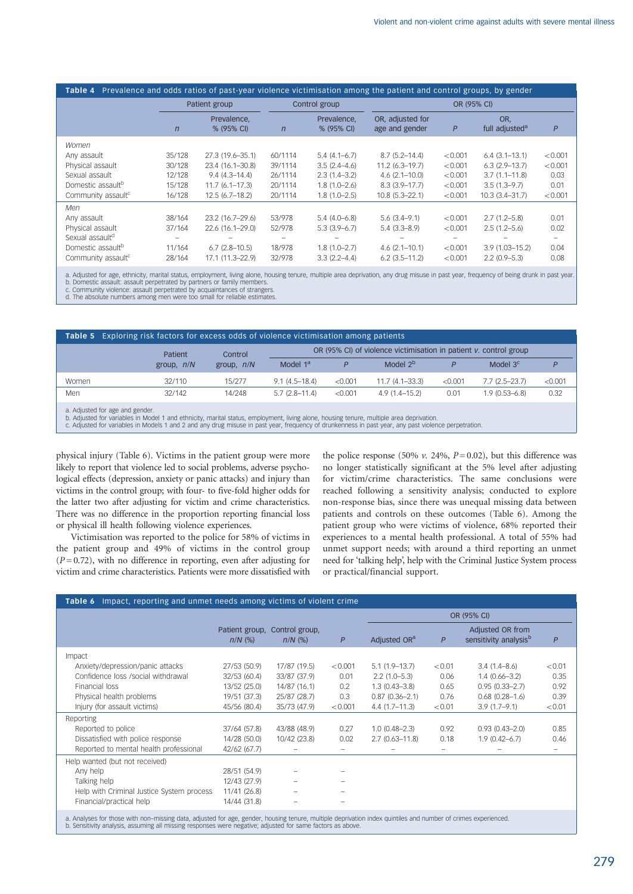**Table 4** Prevalence and odds ratios of past-year violence victimisation among the patient and control groups, by gender

| | Patient group | | Control group | | OR (95% CI) | | | |
|---|---|---|---|---|---|---|---|---|
| | *n* | Prevalence, % (95% CI) | *n* | Prevalence, % (95% CI) | OR, adjusted for age and gender | *P* | OR, full adjusted[a] | *P* |
| *Women* | | | | | | | | |
| Any assault | 35/128 | 27.3 (19.6–35.1) | 60/1114 | 5.4 (4.1–6.7) | 8.7 (5.2–14.4) | <0.001 | 6.4 (3.1–13.1) | <0.001 |
| Physical assault | 30/128 | 23.4 (16.1–30.8) | 39/1114 | 3.5 (2.4–4.6) | 11.2 (6.3–19.7) | <0.001 | 6.3 (2.9–13.7) | <0.001 |
| Sexual assault | 12/128 | 9.4 (4.3–14.4) | 26/1114 | 2.3 (1.4–3.2) | 4.6 (2.1–10.0) | <0.001 | 3.7 (1.1–11.8) | 0.03 |
| Domestic assault[b] | 15/128 | 11.7 (6.1–17.3) | 20/1114 | 1.8 (1.0–2.6) | 8.3 (3.9–17.7) | <0.001 | 3.5 (1.3–9.7) | 0.01 |
| Community assault[c] | 16/128 | 12.5 (6.7–18.2) | 20/1114 | 1.8 (1.0–2.5) | 10.8 (5.3–22.1) | <0.001 | 10.3 (3.4–31.7) | <0.001 |
| *Men* | | | | | | | | |
| Any assault | 38/164 | 23.2 (16.7–29.6) | 53/978 | 5.4 (4.0–6.8) | 5.6 (3.4–9.1) | <0.001 | 2.7 (1.2–5.8) | 0.01 |
| Physical assault | 37/164 | 22.6 (16.1–29.0) | 52/978 | 5.3 (3.9–6.7) | 5.4 (3.3–8.9) | <0.001 | 2.5 (1.2–5.6) | 0.02 |
| Sexual assault[d] | – | – | – | – | – | – | – | – |
| Domestic assault[b] | 11/164 | 6.7 (2.8–10.5) | 18/978 | 1.8 (1.0–2.7) | 4.6 (2.1–10.1) | <0.001 | 3.9 (1.03–15.2) | 0.04 |
| Community assault[c] | 28/164 | 17.1 (11.3–22.9) | 32/978 | 3.3 (2.2–4.4) | 6.2 (3.5–11.2) | <0.001 | 2.2 (0.9–5.3) | 0.08 |

a. Adjusted for age, ethnicity, marital status, employment, living alone, housing tenure, multiple area deprivation, any drug misuse in past year, frequency of being drunk in past year.
b. Domestic assault: assault perpetrated by partners or family members.
c. Community violence: assault perpetrated by acquaintances of strangers.
d. The absolute numbers among men were too small for reliable estimates.

**Table 5** Exploring risk factors for excess odds of violence victimisation among patients

| | Patient group, *n/N* | Control group, *n/N* | OR (95% CI) of violence victimisation in patient *v.* control group | | | | | |
|---|---|---|---|---|---|---|---|---|
| | | | Model 1[a] | *P* | Model 2[b] | *P* | Model 3[c] | *P* |
| Women | 32/110 | 15/277 | 9.1 (4.5–18.4) | <0.001 | 11.7 (4.1–33.3) | <0.001 | 7.7 (2.5–23.7) | <0.001 |
| Men | 32/142 | 14/248 | 5.7 (2.8–11.4) | <0.001 | 4.9 (1.4–15.2) | 0.01 | 1.9 (0.53–6.8) | 0.32 |

a. Adjusted for age and gender.
b. Adjusted for variables in Model 1 and ethnicity, marital status, employment, living alone, housing tenure, multiple area deprivation.
c. Adjusted for variables in Models 1 and 2 and any drug misuse in past year, frequency of drunkenness in past year, any past violence perpetration.

physical injury (Table 6). Victims in the patient group were more likely to report that violence led to social problems, adverse psychological effects (depression, anxiety or panic attacks) and injury than victims in the control group; with four- to five-fold higher odds for the latter two after adjusting for victim and crime characteristics. There was no difference in the proportion reporting financial loss or physical ill health following violence experiences.

Victimisation was reported to the police for 58% of victims in the patient group and 49% of victims in the control group ($P = 0.72$), with no difference in reporting, even after adjusting for victim and crime characteristics. Patients were more dissatisfied with the police response (50% *v.* 24%, $P = 0.02$), but this difference was no longer statistically significant at the 5% level after adjusting for victim/crime characteristics. The same conclusions were reached following a sensitivity analysis; conducted to explore non-response bias, since there was unequal missing data between patients and controls on these outcomes (Table 6). Among the patient group who were victims of violence, 68% reported their experiences to a mental health professional. A total of 55% had unmet support needs; with around a third reporting an unmet need for 'talking help', help with the Criminal Justice System process or practical/financial support.

**Table 6** Impact, reporting and unmet needs among victims of violent crime

| | | | | OR (95% CI) | | | |
|---|---|---|---|---|---|---|---|
| | Patient group, *n/N* (%) | Control group, *n/N* (%) | *P* | Adjusted OR[a] | *P* | Adjusted OR from sensitivity analysis[b] | *P* |
| Impact | | | | | | | |
| Anxiety/depression/panic attacks | 27/53 (50.9) | 17/87 (19.5) | <0.001 | 5.1 (1.9–13.7) | <0.01 | 3.4 (1.4–8.6) | <0.01 |
| Confidence loss /social withdrawal | 32/53 (60.4) | 33/87 (37.9) | 0.01 | 2.2 (1.0–5.3) | 0.06 | 1.4 (0.66–3.2) | 0.35 |
| Financial loss | 13/52 (25.0) | 14/87 (16.1) | 0.2 | 1.3 (0.43–3.8) | 0.65 | 0.95 (0.33–2.7) | 0.92 |
| Physical health problems | 19/51 (37.3) | 25/87 (28.7) | 0.3 | 0.87 (0.36–2.1) | 0.76 | 0.68 (0.28–1.6) | 0.39 |
| Injury (for assault victims) | 45/56 (80.4) | 35/73 (47.9) | <0.001 | 4.4 (1.7–11.3) | <0.01 | 3.9 (1.7–9.1) | <0.01 |
| Reporting | | | | | | | |
| Reported to police | 37/64 (57.8) | 43/88 (48.9) | 0.27 | 1.0 (0.48–2.3) | 0.92 | 0.93 (0.43–2.0) | 0.85 |
| Dissatisfied with police response | 14/28 (50.0) | 10/42 (23.8) | 0.02 | 2.7 (0.63–11.8) | 0.18 | 1.9 (0.42–6.7) | 0.46 |
| Reported to mental health professional | 42/62 (67.7) | – | – | – | – | – | – |
| Help wanted (but not received) | | | | | | | |
| Any help | 28/51 (54.9) | – | – | | | | |
| Talking help | 12/43 (27.9) | – | – | | | | |
| Help with Criminal Justice System process | 11/41 (26.8) | – | – | | | | |
| Financial/practical help | 14/44 (31.8) | – | – | | | | |

a. Analyses for those with non-missing data, adjusted for age, gender, housing tenure, multiple deprivation index quintiles and number of crimes experienced.
b. Sensitivity analysis, assuming all missing responses were negative; adjusted for same factors as above.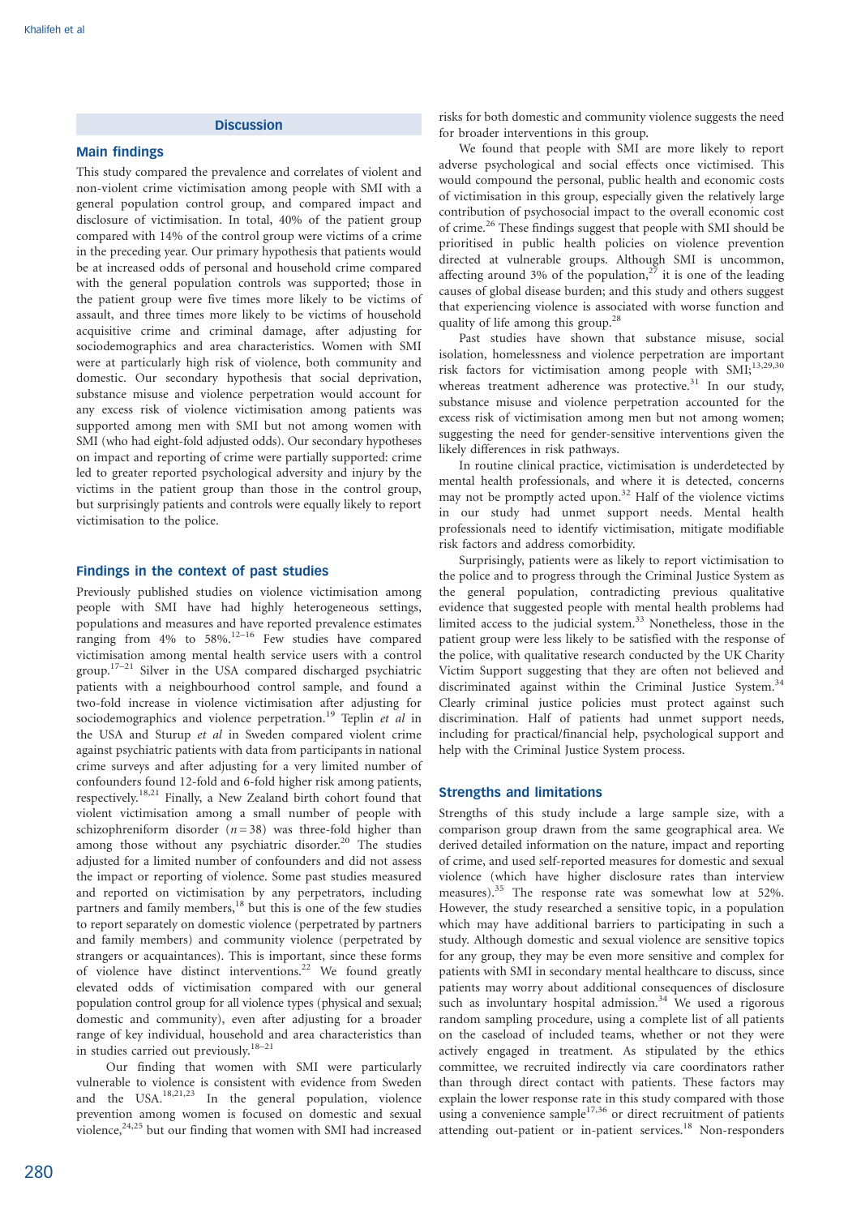## Discussion

### Main findings

This study compared the prevalence and correlates of violent and non-violent crime victimisation among people with SMI with a general population control group, and compared impact and disclosure of victimisation. In total, 40% of the patient group compared with 14% of the control group were victims of a crime in the preceding year. Our primary hypothesis that patients would be at increased odds of personal and household crime compared with the general population controls was supported; those in the patient group were five times more likely to be victims of assault, and three times more likely to be victims of household acquisitive crime and criminal damage, after adjusting for sociodemographics and area characteristics. Women with SMI were at particularly high risk of violence, both community and domestic. Our secondary hypothesis that social deprivation, substance misuse and violence perpetration would account for any excess risk of violence victimisation among patients was supported among men with SMI but not among women with SMI (who had eight-fold adjusted odds). Our secondary hypotheses on impact and reporting of crime were partially supported: crime led to greater reported psychological adversity and injury by the victims in the patient group than those in the control group, but surprisingly patients and controls were equally likely to report victimisation to the police.

### Findings in the context of past studies

Previously published studies on violence victimisation among people with SMI have had highly heterogeneous settings, populations and measures and have reported prevalence estimates ranging from 4% to 58%.[12–16] Few studies have compared victimisation among mental health service users with a control group.[17–21] Silver in the USA compared discharged psychiatric patients with a neighbourhood control sample, and found a two-fold increase in violence victimisation after adjusting for sociodemographics and violence perpetration.[19] Teplin *et al* in the USA and Sturup *et al* in Sweden compared violent crime against psychiatric patients with data from participants in national crime surveys and after adjusting for a very limited number of confounders found 12-fold and 6-fold higher risk among patients, respectively.[18,21] Finally, a New Zealand birth cohort found that violent victimisation among a small number of people with schizophreniform disorder ($n = 38$) was three-fold higher than among those without any psychiatric disorder.[20] The studies adjusted for a limited number of confounders and did not assess the impact or reporting of violence. Some past studies measured and reported on victimisation by any perpetrators, including partners and family members,[18] but this is one of the few studies to report separately on domestic violence (perpetrated by partners and family members) and community violence (perpetrated by strangers or acquaintances). This is important, since these forms of violence have distinct interventions.[22] We found greatly elevated odds of victimisation compared with our general population control group for all violence types (physical and sexual; domestic and community), even after adjusting for a broader range of key individual, household and area characteristics than in studies carried out previously.[18–21]

Our finding that women with SMI were particularly vulnerable to violence is consistent with evidence from Sweden and the USA.[18,21,23] In the general population, violence prevention among women is focused on domestic and sexual violence,[24,25] but our finding that women with SMI had increased risks for both domestic and community violence suggests the need for broader interventions in this group.

We found that people with SMI are more likely to report adverse psychological and social effects once victimised. This would compound the personal, public health and economic costs of victimisation in this group, especially given the relatively large contribution of psychosocial impact to the overall economic cost of crime.[26] These findings suggest that people with SMI should be prioritised in public health policies on violence prevention directed at vulnerable groups. Although SMI is uncommon, affecting around 3% of the population,[27] it is one of the leading causes of global disease burden; and this study and others suggest that experiencing violence is associated with worse function and quality of life among this group.[28]

Past studies have shown that substance misuse, social isolation, homelessness and violence perpetration are important risk factors for victimisation among people with SMI;[13,29,30] whereas treatment adherence was protective.[31] In our study, substance misuse and violence perpetration accounted for the excess risk of victimisation among men but not among women; suggesting the need for gender-sensitive interventions given the likely differences in risk pathways.

In routine clinical practice, victimisation is underdetected by mental health professionals, and where it is detected, concerns may not be promptly acted upon.[32] Half of the violence victims in our study had unmet support needs. Mental health professionals need to identify victimisation, mitigate modifiable risk factors and address comorbidity.

Surprisingly, patients were as likely to report victimisation to the police and to progress through the Criminal Justice System as the general population, contradicting previous qualitative evidence that suggested people with mental health problems had limited access to the judicial system.[33] Nonetheless, those in the patient group were less likely to be satisfied with the response of the police, with qualitative research conducted by the UK Charity Victim Support suggesting that they are often not believed and discriminated against within the Criminal Justice System.[34] Clearly criminal justice policies must protect against such discrimination. Half of patients had unmet support needs, including for practical/financial help, psychological support and help with the Criminal Justice System process.

### Strengths and limitations

Strengths of this study include a large sample size, with a comparison group drawn from the same geographical area. We derived detailed information on the nature, impact and reporting of crime, and used self-reported measures for domestic and sexual violence (which have higher disclosure rates than interview measures).[35] The response rate was somewhat low at 52%. However, the study researched a sensitive topic, in a population which may have additional barriers to participating in such a study. Although domestic and sexual violence are sensitive topics for any group, they may be even more sensitive and complex for patients with SMI in secondary mental healthcare to discuss, since patients may worry about additional consequences of disclosure such as involuntary hospital admission.[34] We used a rigorous random sampling procedure, using a complete list of all patients on the caseload of included teams, whether or not they were actively engaged in treatment. As stipulated by the ethics committee, we recruited indirectly via care coordinators rather than through direct contact with patients. These factors may explain the lower response rate in this study compared with those using a convenience sample[17,36] or direct recruitment of patients attending out-patient or in-patient services.[18] Non-responders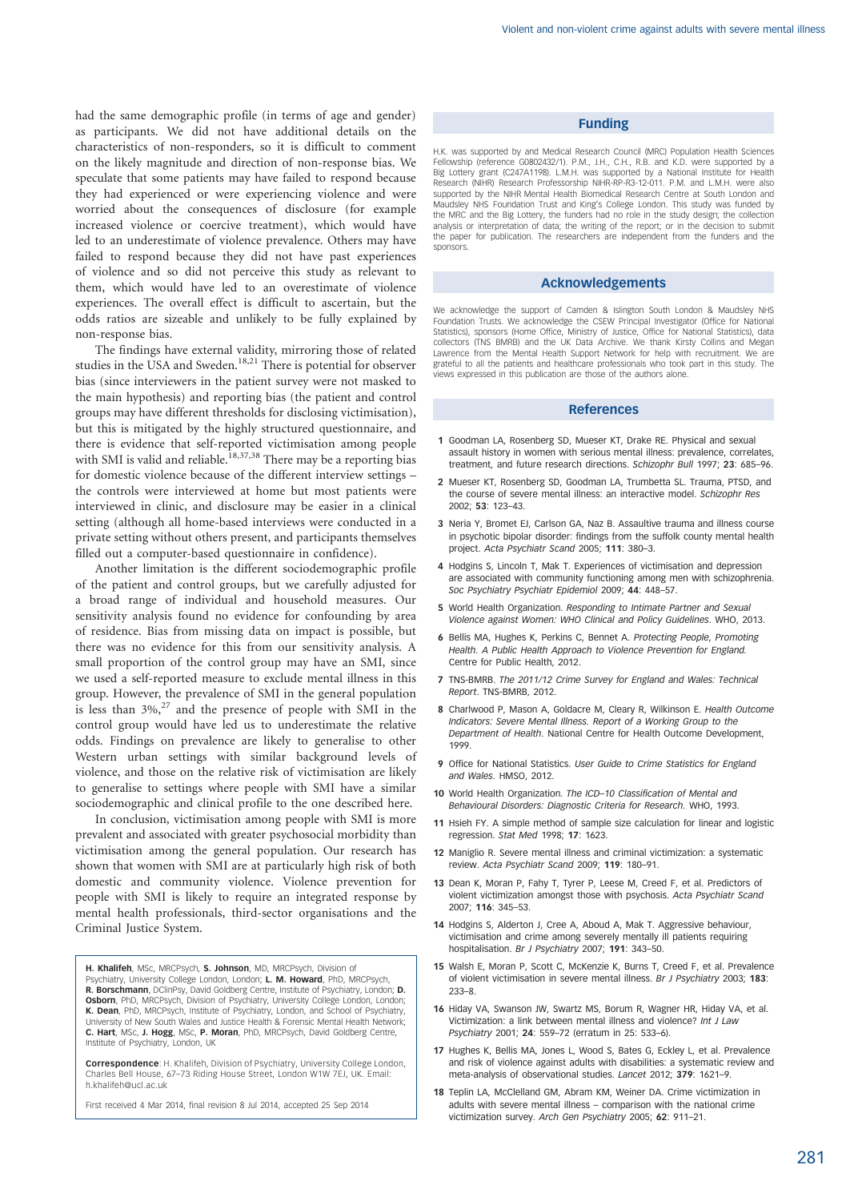had the same demographic profile (in terms of age and gender) as participants. We did not have additional details on the characteristics of non-responders, so it is difficult to comment on the likely magnitude and direction of non-response bias. We speculate that some patients may have failed to respond because they had experienced or were experiencing violence and were worried about the consequences of disclosure (for example increased violence or coercive treatment), which would have led to an underestimate of violence prevalence. Others may have failed to respond because they did not have past experiences of violence and so did not perceive this study as relevant to them, which would have led to an overestimate of violence experiences. The overall effect is difficult to ascertain, but the odds ratios are sizeable and unlikely to be fully explained by non-response bias.

The findings have external validity, mirroring those of related studies in the USA and Sweden.[18,21] There is potential for observer bias (since interviewers in the patient survey were not masked to the main hypothesis) and reporting bias (the patient and control groups may have different thresholds for disclosing victimisation), but this is mitigated by the highly structured questionnaire, and there is evidence that self-reported victimisation among people with SMI is valid and reliable.[18,37,38] There may be a reporting bias for domestic violence because of the different interview settings – the controls were interviewed at home but most patients were interviewed in clinic, and disclosure may be easier in a clinical setting (although all home-based interviews were conducted in a private setting without others present, and participants themselves filled out a computer-based questionnaire in confidence).

Another limitation is the different sociodemographic profile of the patient and control groups, but we carefully adjusted for a broad range of individual and household measures. Our sensitivity analysis found no evidence for confounding by area of residence. Bias from missing data on impact is possible, but there was no evidence for this from our sensitivity analysis. A small proportion of the control group may have an SMI, since we used a self-reported measure to exclude mental illness in this group. However, the prevalence of SMI in the general population is less than 3%,[27] and the presence of people with SMI in the control group would have led us to underestimate the relative odds. Findings on prevalence are likely to generalise to other Western urban settings with similar background levels of violence, and those on the relative risk of victimisation are likely to generalise to settings where people with SMI have a similar sociodemographic and clinical profile to the one described here.

In conclusion, victimisation among people with SMI is more prevalent and associated with greater psychosocial morbidity than victimisation among the general population. Our research has shown that women with SMI are at particularly high risk of both domestic and community violence. Violence prevention for people with SMI is likely to require an integrated response by mental health professionals, third-sector organisations and the Criminal Justice System.

**H. Khalifeh**, MSc, MRCPsych, **S. Johnson**, MD, MRCPsych, Division of Psychiatry, University College London, London; **L. M. Howard**, PhD, MRCPsych, **R. Borschmann**, DClinPsy, David Goldberg Centre, Institute of Psychiatry, London; **D. Osborn**, PhD, MRCPsych, Division of Psychiatry, University College London, London; **K. Dean**, PhD, MRCPsych, Institute of Psychiatry, London, and School of Psychiatry, University of New South Wales and Justice Health & Forensic Mental Health Network; **C. Hart**, MSc, **J. Hogg**, MSc, **P. Moran**, PhD, MRCPsych, David Goldberg Centre, Institute of Psychiatry, London, UK

**Correspondence**: H. Khalifeh, Division of Psychiatry, University College London, Charles Bell House, 67–73 Riding House Street, London W1W 7EJ, UK. Email: h.khalifeh@ucl.ac.uk

First received 4 Mar 2014, final revision 8 Jul 2014, accepted 25 Sep 2014

## Funding

H.K. was supported by and Medical Research Council (MRC) Population Health Sciences Fellowship (reference G0802432/1). P.M., J.H., C.H., R.B. and K.D. were supported by a Big Lottery grant (C247A1198). L.M.H. was supported by a National Institute for Health Research (NIHR) Research Professorship NIHR-RP-R3-12-011. P.M. and L.M.H. were also supported by the NIHR Mental Health Biomedical Research Centre at South London and Maudsley NHS Foundation Trust and King's College London. This study was funded by the MRC and the Big Lottery, the funders had no role in the study design; the collection analysis or interpretation of data; the writing of the report; or in the decision to submit the paper for publication. The researchers are independent from the funders and the sponsors.

## Acknowledgements

We acknowledge the support of Camden & Islington South London & Maudsley NHS Foundation Trusts. We acknowledge the CSEW Principal Investigator (Office for National Statistics), sponsors (Home Office, Ministry of Justice, Office for National Statistics), data collectors (TNS BMRB) and the UK Data Archive. We thank Kirsty Collins and Megan Lawrence from the Mental Health Support Network for help with recruitment. We are grateful to all the patients and healthcare professionals who took part in this study. The views expressed in this publication are those of the authors alone.

## References

1. Goodman LA, Rosenberg SD, Mueser KT, Drake RE. Physical and sexual assault history in women with serious mental illness: prevalence, correlates, treatment, and future research directions. *Schizophr Bull* 1997; **23**: 685–96.
2. Mueser KT, Rosenberg SD, Goodman LA, Trumbetta SL. Trauma, PTSD, and the course of severe mental illness: an interactive model. *Schizophr Res* 2002; **53**: 123–43.
3. Neria Y, Bromet EJ, Carlson GA, Naz B. Assaultive trauma and illness course in psychotic bipolar disorder: findings from the suffolk county mental health project. *Acta Psychiatr Scand* 2005; **111**: 380–3.
4. Hodgins S, Lincoln T, Mak T. Experiences of victimisation and depression are associated with community functioning among men with schizophrenia. *Soc Psychiatry Psychiatr Epidemiol* 2009; **44**: 448–57.
5. World Health Organization. *Responding to Intimate Partner and Sexual Violence against Women: WHO Clinical and Policy Guidelines*. WHO, 2013.
6. Bellis MA, Hughes K, Perkins C, Bennet A. *Protecting People, Promoting Health. A Public Health Approach to Violence Prevention for England.* Centre for Public Health, 2012.
7. TNS-BMRB. *The 2011/12 Crime Survey for England and Wales: Technical Report*. TNS-BMRB, 2012.
8. Charlwood P, Mason A, Goldacre M, Cleary R, Wilkinson E. *Health Outcome Indicators: Severe Mental Illness. Report of a Working Group to the Department of Health*. National Centre for Health Outcome Development, 1999.
9. Office for National Statistics. *User Guide to Crime Statistics for England and Wales*. HMSO, 2012.
10. World Health Organization. *The ICD–10 Classification of Mental and Behavioural Disorders: Diagnostic Criteria for Research*. WHO, 1993.
11. Hsieh FY. A simple method of sample size calculation for linear and logistic regression. *Stat Med* 1998; **17**: 1623.
12. Maniglio R. Severe mental illness and criminal victimization: a systematic review. *Acta Psychiatr Scand* 2009; **119**: 180–91.
13. Dean K, Moran P, Fahy T, Tyrer P, Leese M, Creed F, et al. Predictors of violent victimization amongst those with psychosis. *Acta Psychiatr Scand* 2007; **116**: 345–53.
14. Hodgins S, Alderton J, Cree A, Aboud A, Mak T. Aggressive behaviour, victimisation and crime among severely mentally ill patients requiring hospitalisation. *Br J Psychiatry* 2007; **191**: 343–50.
15. Walsh E, Moran P, Scott C, McKenzie K, Burns T, Creed F, et al. Prevalence of violent victimisation in severe mental illness. *Br J Psychiatry* 2003; **183**: 233–8.
16. Hiday VA, Swanson JW, Swartz MS, Borum R, Wagner HR, Hiday VA, et al. Victimization: a link between mental illness and violence? *Int J Law Psychiatry* 2001; **24**: 559–72 (erratum in 25: 533–6).
17. Hughes K, Bellis MA, Jones L, Wood S, Bates G, Eckley L, et al. Prevalence and risk of violence against adults with disabilities: a systematic review and meta-analysis of observational studies. *Lancet* 2012; **379**: 1621–9.
18. Teplin LA, McClelland GM, Abram KM, Weiner DA. Crime victimization in adults with severe mental illness – comparison with the national crime victimization survey. *Arch Gen Psychiatry* 2005; **62**: 911–21.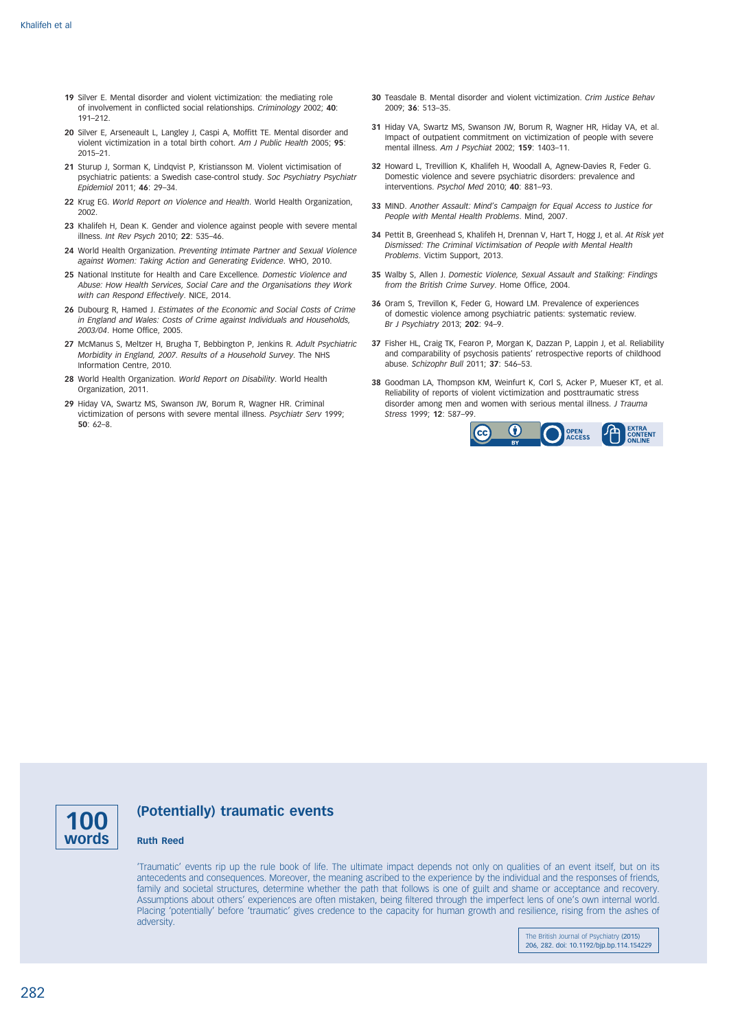19 Silver E. Mental disorder and violent victimization: the mediating role of involvement in conflicted social relationships. *Criminology* 2002; **40**: 191–212.

20 Silver E, Arseneault L, Langley J, Caspi A, Moffitt TE. Mental disorder and violent victimization in a total birth cohort. *Am J Public Health* 2005; **95**: 2015–21.

21 Sturup J, Sorman K, Lindqvist P, Kristiansson M. Violent victimisation of psychiatric patients: a Swedish case-control study. *Soc Psychiatry Psychiatr Epidemiol* 2011; **46**: 29–34.

22 Krug EG. *World Report on Violence and Health*. World Health Organization, 2002.

23 Khalifeh H, Dean K. Gender and violence against people with severe mental illness. *Int Rev Psych* 2010; **22**: 535–46.

24 World Health Organization. *Preventing Intimate Partner and Sexual Violence against Women: Taking Action and Generating Evidence*. WHO, 2010.

25 National Institute for Health and Care Excellence. *Domestic Violence and Abuse: How Health Services, Social Care and the Organisations they Work with can Respond Effectively*. NICE, 2014.

26 Dubourg R, Hamed J. *Estimates of the Economic and Social Costs of Crime in England and Wales: Costs of Crime against Individuals and Households, 2003/04*. Home Office, 2005.

27 McManus S, Meltzer H, Brugha T, Bebbington P, Jenkins R. *Adult Psychiatric Morbidity in England, 2007. Results of a Household Survey*. The NHS Information Centre, 2010.

28 World Health Organization. *World Report on Disability*. World Health Organization, 2011.

29 Hiday VA, Swartz MS, Swanson JW, Borum R, Wagner HR. Criminal victimization of persons with severe mental illness. *Psychiatr Serv* 1999; **50**: 62–8.

30 Teasdale B. Mental disorder and violent victimization. *Crim Justice Behav* 2009; **36**: 513–35.

31 Hiday VA, Swartz MS, Swanson JW, Borum R, Wagner HR, Hiday VA, et al. Impact of outpatient commitment on victimization of people with severe mental illness. *Am J Psychiat* 2002; **159**: 1403–11.

32 Howard L, Trevillion K, Khalifeh H, Woodall A, Agnew-Davies R, Feder G. Domestic violence and severe psychiatric disorders: prevalence and interventions. *Psychol Med* 2010; **40**: 881–93.

33 MIND. *Another Assault: Mind's Campaign for Equal Access to Justice for People with Mental Health Problems*. Mind, 2007.

34 Pettit B, Greenhead S, Khalifeh H, Drennan V, Hart T, Hogg J, et al. *At Risk yet Dismissed: The Criminal Victimisation of People with Mental Health Problems*. Victim Support, 2013.

35 Walby S, Allen J. *Domestic Violence, Sexual Assault and Stalking: Findings from the British Crime Survey*. Home Office, 2004.

36 Oram S, Trevillion K, Feder G, Howard LM. Prevalence of experiences of domestic violence among psychiatric patients: systematic review. *Br J Psychiatry* 2013; **202**: 94–9.

37 Fisher HL, Craig TK, Fearon P, Morgan K, Dazzan P, Lappin J, et al. Reliability and comparability of psychosis patients' retrospective reports of childhood abuse. *Schizophr Bull* 2011; **37**: 546–53.

38 Goodman LA, Thompson KM, Weinfurt K, Corl S, Acker P, Mueser KT, et al. Reliability of reports of violent victimization and posttraumatic stress disorder among men and women with serious mental illness. *J Trauma Stress* 1999; **12**: 587–99.

CC BY | OPEN ACCESS | EXTRA CONTENT ONLINE

**100 words**

## (Potentially) traumatic events

**Ruth Reed**

'Traumatic' events rip up the rule book of life. The ultimate impact depends not only on qualities of an event itself, but on its antecedents and consequences. Moreover, the meaning ascribed to the experience by the individual and the responses of friends, family and societal structures, determine whether the path that follows is one of guilt and shame or acceptance and recovery. Assumptions about others' experiences are often mistaken, being filtered through the imperfect lens of one's own internal world. Placing 'potentially' before 'traumatic' gives credence to the capacity for human growth and resilience, rising from the ashes of adversity.

The British Journal of Psychiatry (2015) 206, 282. doi: 10.1192/bjp.bp.114.154229